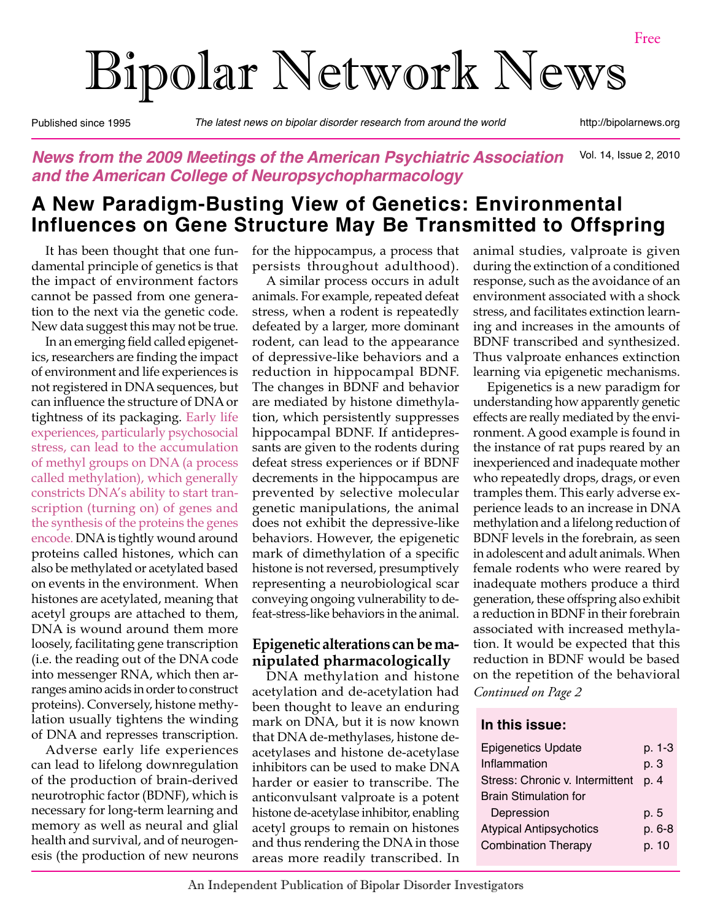Free

# Bipolar Network News

Published since 1995 | *The latest news on bipolar disorder research from around the world* | http://bipolarnews.org

***News from the 2009 Meetings of the American Psychiatric Association and the American College of Neuropsychopharmacology***

Vol. 14, Issue 2, 2010

## A New Paradigm-Busting View of Genetics: Environmental Influences on Gene Structure May Be Transmitted to Offspring

It has been thought that one fundamental principle of genetics is that the impact of environment factors cannot be passed from one generation to the next via the genetic code. New data suggest this may not be true.

In an emerging field called epigenetics, researchers are finding the impact of environment and life experiences is not registered in DNA sequences, but can influence the structure of DNA or tightness of its packaging. Early life experiences, particularly psychosocial stress, can lead to the accumulation of methyl groups on DNA (a process called methylation), which generally constricts DNA's ability to start transcription (turning on) of genes and the synthesis of the proteins the genes encode. DNA is tightly wound around proteins called histones, which can also be methylated or acetylated based on events in the environment. When histones are acetylated, meaning that acetyl groups are attached to them, DNA is wound around them more loosely, facilitating gene transcription (i.e. the reading out of the DNA code into messenger RNA, which then arranges amino acids in order to construct proteins). Conversely, histone methylation usually tightens the winding of DNA and represses transcription.

Adverse early life experiences can lead to lifelong downregulation of the production of brain-derived neurotrophic factor (BDNF), which is necessary for long-term learning and memory as well as neural and glial health and survival, and of neurogenesis (the production of new neurons for the hippocampus, a process that persists throughout adulthood).

A similar process occurs in adult animals. For example, repeated defeat stress, when a rodent is repeatedly defeated by a larger, more dominant rodent, can lead to the appearance of depressive-like behaviors and a reduction in hippocampal BDNF. The changes in BDNF and behavior are mediated by histone dimethylation, which persistently suppresses hippocampal BDNF. If antidepressants are given to the rodents during defeat stress experiences or if BDNF decrements in the hippocampus are prevented by selective molecular genetic manipulations, the animal does not exhibit the depressive-like behaviors. However, the epigenetic mark of dimethylation of a specific histone is not reversed, presumptively representing a neurobiological scar conveying ongoing vulnerability to defeat-stress-like behaviors in the animal.

### Epigenetic alterations can be manipulated pharmacologically

DNA methylation and histone acetylation and de-acetylation had been thought to leave an enduring mark on DNA, but it is now known that DNA de-methylases, histone de-acetylases and histone de-acetylase inhibitors can be used to make DNA harder or easier to transcribe. The anticonvulsant valproate is a potent histone de-acetylase inhibitor, enabling acetyl groups to remain on histones and thus rendering the DNA in those areas more readily transcribed. In animal studies, valproate is given during the extinction of a conditioned response, such as the avoidance of an environment associated with a shock stress, and facilitates extinction learning and increases in the amounts of BDNF transcribed and synthesized. Thus valproate enhances extinction learning via epigenetic mechanisms.

Epigenetics is a new paradigm for understanding how apparently genetic effects are really mediated by the environment. A good example is found in the instance of rat pups reared by an inexperienced and inadequate mother who repeatedly drops, drags, or even tramples them. This early adverse experience leads to an increase in DNA methylation and a lifelong reduction of BDNF levels in the forebrain, as seen in adolescent and adult animals. When female rodents who were reared by inadequate mothers produce a third generation, these offspring also exhibit a reduction in BDNF in their forebrain associated with increased methylation. It would be expected that this reduction in BDNF would be based on the repetition of the behavioral

*Continued on Page 2*

**In this issue:**

| | |
|---|---|
| Epigenetics Update | p. 1-3 |
| Inflammation | p. 3 |
| Stress: Chronic v. Intermittent | p. 4 |
| Brain Stimulation for Depression | p. 5 |
| Atypical Antipsychotics | p. 6-8 |
| Combination Therapy | p. 10 |

An Independent Publication of Bipolar Disorder Investigators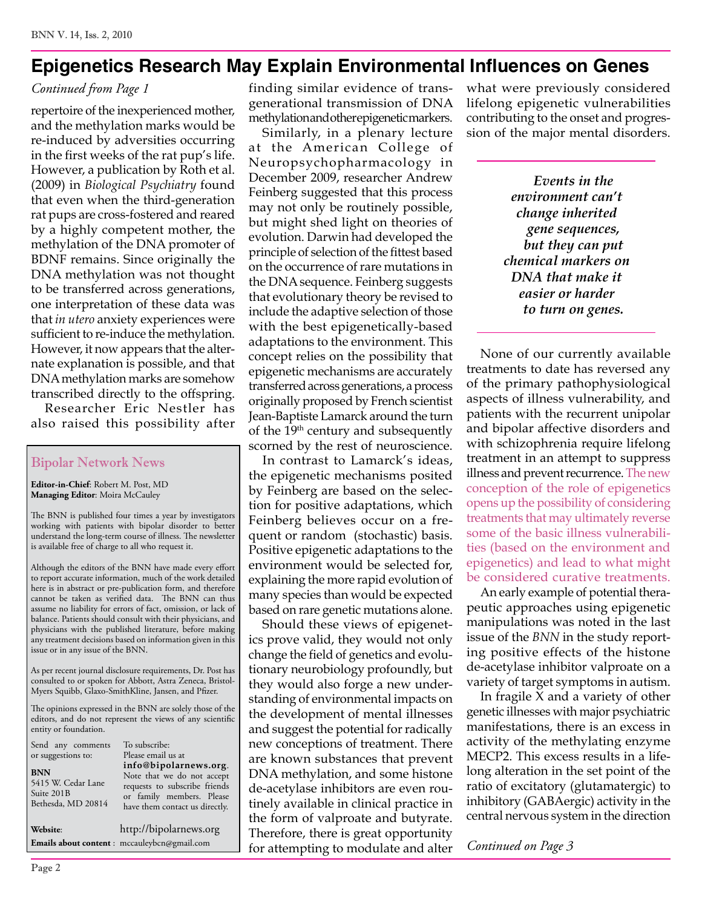# Epigenetics Research May Explain Environmental Influences on Genes

*Continued from Page 1*

repertoire of the inexperienced mother, and the methylation marks would be re-induced by adversities occurring in the first weeks of the rat pup's life. However, a publication by Roth et al. (2009) in *Biological Psychiatry* found that even when the third-generation rat pups are cross-fostered and reared by a highly competent mother, the methylation of the DNA promoter of BDNF remains. Since originally the DNA methylation was not thought to be transferred across generations, one interpretation of these data was that *in utero* anxiety experiences were sufficient to re-induce the methylation. However, it now appears that the alternate explanation is possible, and that DNA methylation marks are somehow transcribed directly to the offspring.

Researcher Eric Nestler has also raised this possibility after finding similar evidence of transgenerational transmission of DNA methylation and other epigenetic markers.

Similarly, in a plenary lecture at the American College of Neuropsychopharmacology in December 2009, researcher Andrew Feinberg suggested that this process may not only be routinely possible, but might shed light on theories of evolution. Darwin had developed the principle of selection of the fittest based on the occurrence of rare mutations in the DNA sequence. Feinberg suggests that evolutionary theory be revised to include the adaptive selection of those with the best epigenetically-based adaptations to the environment. This concept relies on the possibility that epigenetic mechanisms are accurately transferred across generations, a process originally proposed by French scientist Jean-Baptiste Lamarck around the turn of the 19th century and subsequently scorned by the rest of neuroscience.

In contrast to Lamarck's ideas, the epigenetic mechanisms posited by Feinberg are based on the selection for positive adaptations, which Feinberg believes occur on a frequent or random (stochastic) basis. Positive epigenetic adaptations to the environment would be selected for, explaining the more rapid evolution of many species than would be expected based on rare genetic mutations alone.

Should these views of epigenetics prove valid, they would not only change the field of genetics and evolutionary neurobiology profoundly, but they would also forge a new understanding of environmental impacts on the development of mental illnesses and suggest the potential for radically new conceptions of treatment. There are known substances that prevent DNA methylation, and some histone de-acetylase inhibitors are even routinely available in clinical practice in the form of valproate and butyrate. Therefore, there is great opportunity for attempting to modulate and alter what were previously considered lifelong epigenetic vulnerabilities contributing to the onset and progression of the major mental disorders.

> ***Events in the environment can't change inherited gene sequences, but they can put chemical markers on DNA that make it easier or harder to turn on genes.***

None of our currently available treatments to date has reversed any of the primary pathophysiological aspects of illness vulnerability, and patients with the recurrent unipolar and bipolar affective disorders and with schizophrenia require lifelong treatment in an attempt to suppress illness and prevent recurrence. The new conception of the role of epigenetics opens up the possibility of considering treatments that may ultimately reverse some of the basic illness vulnerabilities (based on the environment and epigenetics) and lead to what might be considered curative treatments.

An early example of potential therapeutic approaches using epigenetic manipulations was noted in the last issue of the *BNN* in the study reporting positive effects of the histone de-acetylase inhibitor valproate on a variety of target symptoms in autism.

In fragile X and a variety of other genetic illnesses with major psychiatric manifestations, there is an excess in activity of the methylating enzyme MECP2. This excess results in a lifelong alteration in the set point of the ratio of excitatory (glutamatergic) to inhibitory (GABAergic) activity in the central nervous system in the direction

*Continued on Page 3*

---

## Bipolar Network News

**Editor-in-Chief**: Robert M. Post, MD
**Managing Editor**: Moira McCauley

The BNN is published four times a year by investigators working with patients with bipolar disorder to better understand the long-term course of illness. The newsletter is available free of charge to all who request it.

Although the editors of the BNN have made every effort to report accurate information, much of the work detailed here is in abstract or pre-publication form, and therefore cannot be taken as verified data. The BNN can thus assume no liability for errors of fact, omission, or lack of balance. Patients should consult with their physicians, and physicians with the published literature, before making any treatment decisions based on information given in this issue or in any issue of the BNN.

As per recent journal disclosure requirements, Dr. Post has consulted to or spoken for Abbott, Astra Zeneca, Bristol-Myers Squibb, Glaxo-SmithKline, Jansen, and Pfizer.

The opinions expressed in the BNN are solely those of the editors, and do not represent the views of any scientific entity or foundation.

Send any comments or suggestions to:

**BNN**
5415 W. Cedar Lane
Suite 201B
Bethesda, MD 20814

To subscribe:
Please email us at **info@bipolarnews.org**. Note that we do not accept requests to subscribe friends or family members. Please have them contact us directly.

**Website**: http://bipolarnews.org
**Emails about content**: mccauleybcn@gmail.com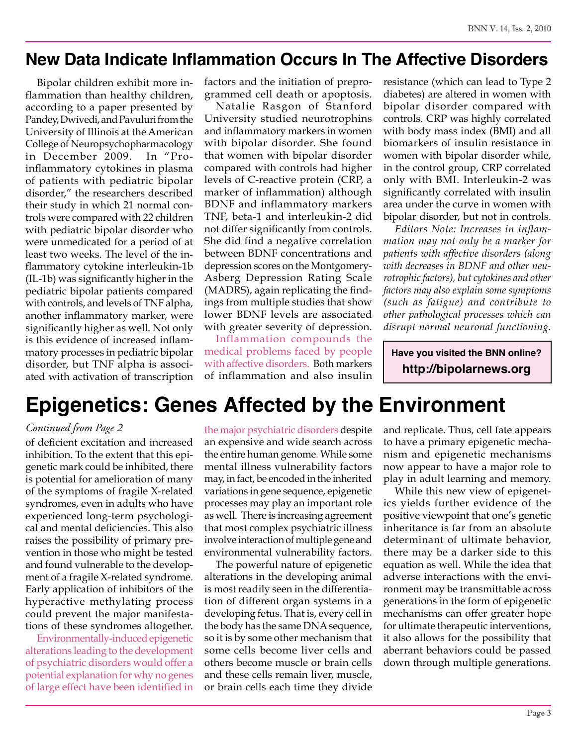## New Data Indicate Inflammation Occurs In The Affective Disorders

Bipolar children exhibit more inflammation than healthy children, according to a paper presented by Pandey, Dwivedi, and Pavuluri from the University of Illinois at the American College of Neuropsychopharmacology in December 2009. In "Pro-inflammatory cytokines in plasma of patients with pediatric bipolar disorder," the researchers described their study in which 21 normal controls were compared with 22 children with pediatric bipolar disorder who were unmedicated for a period of at least two weeks. The level of the inflammatory cytokine interleukin-1b (IL-1b) was significantly higher in the pediatric bipolar patients compared with controls, and levels of TNF alpha, another inflammatory marker, were significantly higher as well. Not only is this evidence of increased inflammatory processes in pediatric bipolar disorder, but TNF alpha is associated with activation of transcription factors and the initiation of preprogrammed cell death or apoptosis.

Natalie Rasgon of Stanford University studied neurotrophins and inflammatory markers in women with bipolar disorder. She found that women with bipolar disorder compared with controls had higher levels of C-reactive protein (CRP, a marker of inflammation) although BDNF and inflammatory markers TNF, beta-1 and interleukin-2 did not differ significantly from controls. She did find a negative correlation between BDNF concentrations and depression scores on the Montgomery-Asberg Depression Rating Scale (MADRS), again replicating the findings from multiple studies that show lower BDNF levels are associated with greater severity of depression.

Inflammation compounds the medical problems faced by people with affective disorders. Both markers of inflammation and also insulin resistance (which can lead to Type 2 diabetes) are altered in women with bipolar disorder compared with controls. CRP was highly correlated with body mass index (BMI) and all biomarkers of insulin resistance in women with bipolar disorder while, in the control group, CRP correlated only with BMI. Interleukin-2 was significantly correlated with insulin area under the curve in women with bipolar disorder, but not in controls.

*Editors Note: Increases in inflammation may not only be a marker for patients with affective disorders (along with decreases in BDNF and other neurotrophic factors), but cytokines and other factors may also explain some symptoms (such as fatigue) and contribute to other pathological processes which can disrupt normal neuronal functioning.*

**Have you visited the BNN online?**
**http://bipolarnews.org**

## Epigenetics: Genes Affected by the Environment

*Continued from Page 2*

of deficient excitation and increased inhibition. To the extent that this epigenetic mark could be inhibited, there is potential for amelioration of many of the symptoms of fragile X-related syndromes, even in adults who have experienced long-term psychological and mental deficiencies. This also raises the possibility of primary prevention in those who might be tested and found vulnerable to the development of a fragile X-related syndrome. Early application of inhibitors of the hyperactive methylating process could prevent the major manifestations of these syndromes altogether.

Environmentally-induced epigenetic alterations leading to the development of psychiatric disorders would offer a potential explanation for why no genes of large effect have been identified in the major psychiatric disorders despite an expensive and wide search across the entire human genome. While some mental illness vulnerability factors may, in fact, be encoded in the inherited variations in gene sequence, epigenetic processes may play an important role as well. There is increasing agreement that most complex psychiatric illness involve interaction of multiple gene and environmental vulnerability factors.

The powerful nature of epigenetic alterations in the developing animal is most readily seen in the differentiation of different organ systems in a developing fetus. That is, every cell in the body has the same DNA sequence, so it is by some other mechanism that some cells become liver cells and others become muscle or brain cells and these cells remain liver, muscle, or brain cells each time they divide and replicate. Thus, cell fate appears to have a primary epigenetic mechanism and epigenetic mechanisms now appear to have a major role to play in adult learning and memory.

While this new view of epigenetics yields further evidence of the positive viewpoint that one's genetic inheritance is far from an absolute determinant of ultimate behavior, there may be a darker side to this equation as well. While the idea that adverse interactions with the environment may be transmittable across generations in the form of epigenetic mechanisms can offer greater hope for ultimate therapeutic interventions, it also allows for the possibility that aberrant behaviors could be passed down through multiple generations.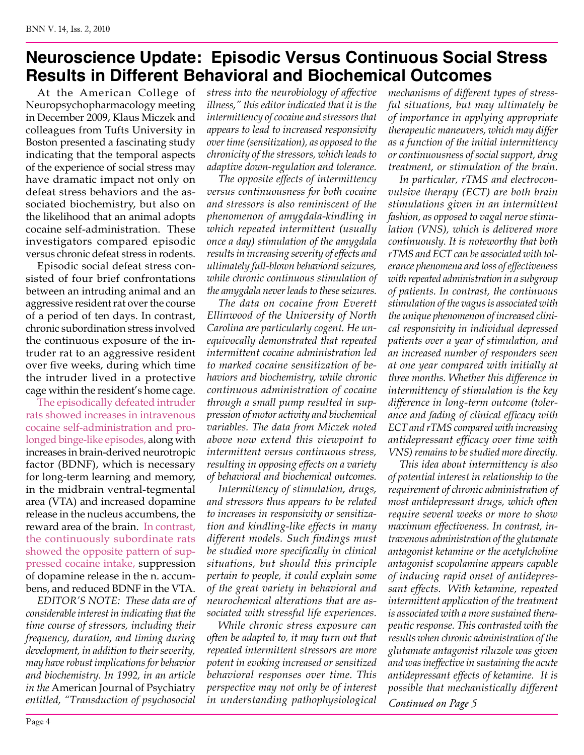# Neuroscience Update: Episodic Versus Continuous Social Stress Results in Different Behavioral and Biochemical Outcomes

At the American College of Neuropsychopharmacology meeting in December 2009, Klaus Miczek and colleagues from Tufts University in Boston presented a fascinating study indicating that the temporal aspects of the experience of social stress may have dramatic impact not only on defeat stress behaviors and the associated biochemistry, but also on the likelihood that an animal adopts cocaine self-administration. These investigators compared episodic versus chronic defeat stress in rodents.

Episodic social defeat stress consisted of four brief confrontations between an intruding animal and an aggressive resident rat over the course of a period of ten days. In contrast, chronic subordination stress involved the continuous exposure of the intruder rat to an aggressive resident over five weeks, during which time the intruder lived in a protective cage within the resident's home cage.

The episodically defeated intruder rats showed increases in intravenous cocaine self-administration and prolonged binge-like episodes, along with increases in brain-derived neurotropic factor (BDNF), which is necessary for long-term learning and memory, in the midbrain ventral-tegmental area (VTA) and increased dopamine release in the nucleus accumbens, the reward area of the brain. In contrast, the continuously subordinate rats showed the opposite pattern of suppressed cocaine intake, suppression of dopamine release in the n. accumbens, and reduced BDNF in the VTA.

*EDITOR'S NOTE: These data are of considerable interest in indicating that the time course of stressors, including their frequency, duration, and timing during development, in addition to their severity, may have robust implications for behavior and biochemistry. In 1992, in an article in the* American Journal of Psychiatry *entitled, "Transduction of psychosocial stress into the neurobiology of affective illness," this editor indicated that it is the intermittency of cocaine and stressors that appears to lead to increased responsivity over time (sensitization), as opposed to the chronicity of the stressors, which leads to adaptive down-regulation and tolerance.*

*The opposite effects of intermittency versus continuousness for both cocaine and stressors is also reminiscent of the phenomenon of amygdala-kindling in which repeated intermittent (usually once a day) stimulation of the amygdala results in increasing severity of effects and ultimately full-blown behavioral seizures, while chronic continuous stimulation of the amygdala never leads to these seizures.*

*The data on cocaine from Everett Ellinwood of the University of North Carolina are particularly cogent. He unequivocally demonstrated that repeated intermittent cocaine administration led to marked cocaine sensitization of behaviors and biochemistry, while chronic continuous administration of cocaine through a small pump resulted in suppression of motor activity and biochemical variables. The data from Miczek noted above now extend this viewpoint to intermittent versus continuous stress, resulting in opposing effects on a variety of behavioral and biochemical outcomes.*

*Intermittency of stimulation, drugs, and stressors thus appears to be related to increases in responsivity or sensitization and kindling-like effects in many different models. Such findings must be studied more specifically in clinical situations, but should this principle pertain to people, it could explain some of the great variety in behavioral and neurochemical alterations that are associated with stressful life experiences.*

*While chronic stress exposure can often be adapted to, it may turn out that repeated intermittent stressors are more potent in evoking increased or sensitized behavioral responses over time. This perspective may not only be of interest in understanding pathophysiological mechanisms of different types of stressful situations, but may ultimately be of importance in applying appropriate therapeutic maneuvers, which may differ as a function of the initial intermittency or continuousness of social support, drug treatment, or stimulation of the brain.*

*In particular, rTMS and electroconvulsive therapy (ECT) are both brain stimulations given in an intermittent fashion, as opposed to vagal nerve stimulation (VNS), which is delivered more continuously. It is noteworthy that both rTMS and ECT can be associated with tolerance phenomena and loss of effectiveness with repeated administration in a subgroup of patients. In contrast, the continuous stimulation of the vagus is associated with the unique phenomenon of increased clinical responsivity in individual depressed patients over a year of stimulation, and an increased number of responders seen at one year compared with initially at three months. Whether this difference in intermittency of stimulation is the key difference in long-term outcome (tolerance and fading of clinical efficacy with ECT and rTMS compared with increasing antidepressant efficacy over time with VNS) remains to be studied more directly.*

*This idea about intermittency is also of potential interest in relationship to the requirement of chronic administration of most antidepressant drugs, which often require several weeks or more to show maximum effectiveness. In contrast, intravenous administration of the glutamate antagonist ketamine or the acetylcholine antagonist scopolamine appears capable of inducing rapid onset of antidepressant effects. With ketamine, repeated intermittent application of the treatment is associated with a more sustained therapeutic response. This contrasted with the results when chronic administration of the glutamate antagonist riluzole was given and was ineffective in sustaining the acute antidepressant effects of ketamine. It is possible that mechanistically different*

*Continued on Page 5*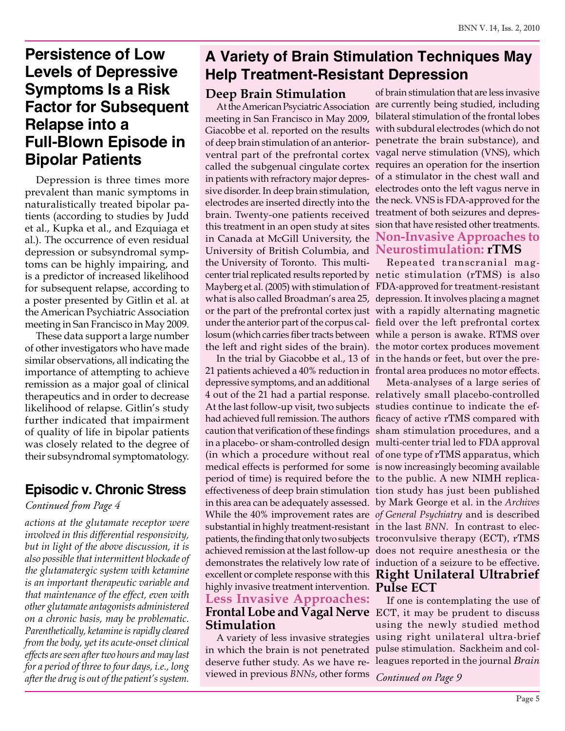## Persistence of Low Levels of Depressive Symptoms Is a Risk Factor for Subsequent Relapse into a Full-Blown Episode in Bipolar Patients

Depression is three times more prevalent than manic symptoms in naturalistically treated bipolar patients (according to studies by Judd et al., Kupka et al., and Ezquiaga et al.). The occurrence of even residual depression or subsyndromal symptoms can be highly impairing, and is a predictor of increased likelihood for subsequent relapse, according to a poster presented by Gitlin et al. at the American Psychiatric Association meeting in San Francisco in May 2009.

These data support a large number of other investigators who have made similar observations, all indicating the importance of attempting to achieve remission as a major goal of clinical therapeutics and in order to decrease likelihood of relapse. Gitlin's study further indicated that impairment of quality of life in bipolar patients was closely related to the degree of their subsyndromal symptomatology.

## Episodic v. Chronic Stress

*Continued from Page 4*

*actions at the glutamate receptor were involved in this differential responsivity, but in light of the above discussion, it is also possible that intermittent blockade of the glutamatergic system with ketamine is an important therapeutic variable and that maintenance of the effect, even with other glutamate antagonists administered on a chronic basis, may be problematic. Parenthetically, ketamine is rapidly cleared from the body, yet its acute-onset clinical effects are seen after two hours and may last for a period of three to four days, i.e., long after the drug is out of the patient's system.*

## A Variety of Brain Stimulation Techniques May Help Treatment-Resistant Depression

### Deep Brain Stimulation

At the American Psyciatric Association meeting in San Francisco in May 2009, Giacobbe et al. reported on the results of deep brain stimulation of an anterior-ventral part of the prefrontal cortex called the subgenual cingulate cortex in patients with refractory major depressive disorder. In deep brain stimulation, electrodes are inserted directly into the brain. Twenty-one patients received this treatment in an open study at sites in Canada at McGill University, the University of British Columbia, and the University of Toronto. This multicenter trial replicated results reported by Mayberg et al. (2005) with stimulation of what is also called Broadman's area 25, or the part of the prefrontal cortex just under the anterior part of the corpus callosum (which carries fiber tracts between the left and right sides of the brain).

In the trial by Giacobbe et al., 13 of 21 patients achieved a 40% reduction in depressive symptoms, and an additional 4 out of the 21 had a partial response. At the last follow-up visit, two subjects had achieved full remission. The authors caution that verification of these findings in a placebo- or sham-controlled design (in which a procedure without real medical effects is performed for some period of time) is required before the effectiveness of deep brain stimulation in this area can be adequately assessed. While the 40% improvement rates are substantial in highly treatment-resistant patients, the finding that only two subjects achieved remission at the last follow-up demonstrates the relatively low rate of excellent or complete response with this highly invasive treatment intervention.

### Less Invasive Approaches: Frontal Lobe and Vagal Nerve Stimulation

A variety of less invasive strategies in which the brain is not penetrated deserve futher study. As we have reviewed in previous *BNNs*, other forms of brain stimulation that are less invasive are currently being studied, including bilateral stimulation of the frontal lobes with subdural electrodes (which do not penetrate the brain substance), and vagal nerve stimulation (VNS), which requires an operation for the insertion of a stimulator in the chest wall and electrodes onto the left vagus nerve in the neck. VNS is FDA-approved for the treatment of both seizures and depression that have resisted other treatments.

### Non-Invasive Approaches to Neurostimulation: rTMS

Repeated transcranial magnetic stimulation (rTMS) is also FDA-approved for treatment-resistant depression. It involves placing a magnet with a rapidly alternating magnetic field over the left prefrontal cortex while a person is awake. RTMS over the motor cortex produces movement in the hands or feet, but over the prefrontal area produces no motor effects.

Meta-analyses of a large series of relatively small placebo-controlled studies continue to indicate the efficacy of active rTMS compared with sham stimulation procedures, and a multi-center trial led to FDA approval of one type of rTMS apparatus, which is now increasingly becoming available to the public. A new NIMH replication study has just been published by Mark George et al. in the *Archives of General Psychiatry* and is described in the last *BNN*. In contrast to electroconvulsive therapy (ECT), rTMS does not require anesthesia or the induction of a seizure to be effective.

### Right Unilateral Ultrabrief Pulse ECT

If one is contemplating the use of ECT, it may be prudent to discuss using the newly studied method using right unilateral ultra-brief pulse stimulation. Sackheim and colleagues reported in the journal *Brain*

*Continued on Page 9*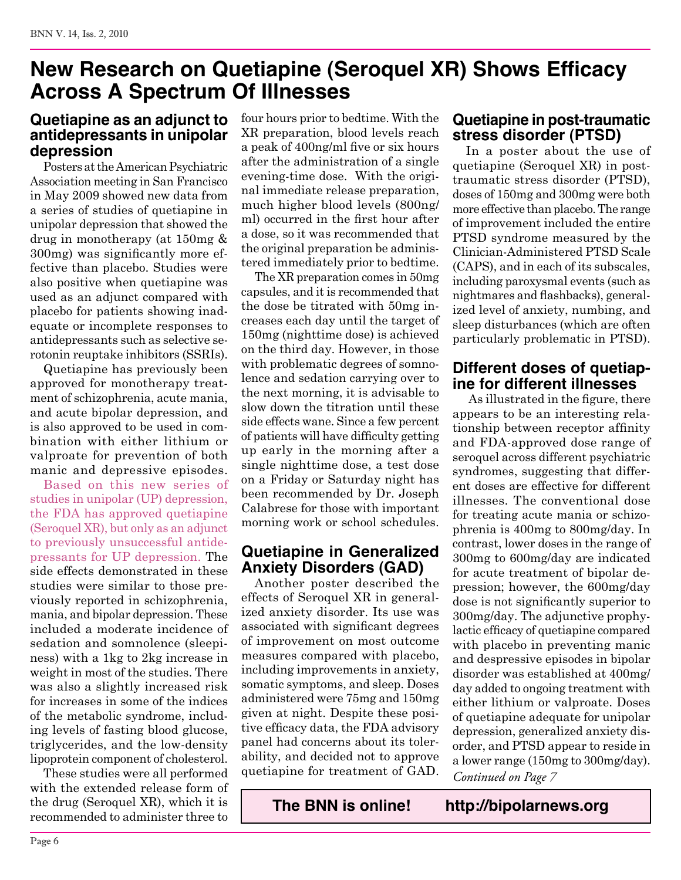# New Research on Quetiapine (Seroquel XR) Shows Efficacy Across A Spectrum Of Illnesses

## Quetiapine as an adjunct to antidepressants in unipolar depression

Posters at the American Psychiatric Association meeting in San Francisco in May 2009 showed new data from a series of studies of quetiapine in unipolar depression that showed the drug in monotherapy (at 150mg & 300mg) was significantly more effective than placebo. Studies were also positive when quetiapine was used as an adjunct compared with placebo for patients showing inadequate or incomplete responses to antidepressants such as selective serotonin reuptake inhibitors (SSRIs).

Quetiapine has previously been approved for monotherapy treatment of schizophrenia, acute mania, and acute bipolar depression, and is also approved to be used in combination with either lithium or valproate for prevention of both manic and depressive episodes.

Based on this new series of studies in unipolar (UP) depression, the FDA has approved quetiapine (Seroquel XR), but only as an adjunct to previously unsuccessful antidepressants for UP depression. The side effects demonstrated in these studies were similar to those previously reported in schizophrenia, mania, and bipolar depression. These included a moderate incidence of sedation and somnolence (sleepiness) with a 1kg to 2kg increase in weight in most of the studies. There was also a slightly increased risk for increases in some of the indices of the metabolic syndrome, including levels of fasting blood glucose, triglycerides, and the low-density lipoprotein component of cholesterol.

These studies were all performed with the extended release form of the drug (Seroquel XR), which it is recommended to administer three to four hours prior to bedtime. With the XR preparation, blood levels reach a peak of 400ng/ml five or six hours after the administration of a single evening-time dose. With the original immediate release preparation, much higher blood levels (800ng/ml) occurred in the first hour after a dose, so it was recommended that the original preparation be administered immediately prior to bedtime.

The XR preparation comes in 50mg capsules, and it is recommended that the dose be titrated with 50mg increases each day until the target of 150mg (nighttime dose) is achieved on the third day. However, in those with problematic degrees of somnolence and sedation carrying over to the next morning, it is advisable to slow down the titration until these side effects wane. Since a few percent of patients will have difficulty getting up early in the morning after a single nighttime dose, a test dose on a Friday or Saturday night has been recommended by Dr. Joseph Calabrese for those with important morning work or school schedules.

## Quetiapine in Generalized Anxiety Disorders (GAD)

Another poster described the effects of Seroquel XR in generalized anxiety disorder. Its use was associated with significant degrees of improvement on most outcome measures compared with placebo, including improvements in anxiety, somatic symptoms, and sleep. Doses administered were 75mg and 150mg given at night. Despite these positive efficacy data, the FDA advisory panel had concerns about its tolerability, and decided not to approve quetiapine for treatment of GAD.

## Quetiapine in post-traumatic stress disorder (PTSD)

In a poster about the use of quetiapine (Seroquel XR) in post-traumatic stress disorder (PTSD), doses of 150mg and 300mg were both more effective than placebo. The range of improvement included the entire PTSD syndrome measured by the Clinician-Administered PTSD Scale (CAPS), and in each of its subscales, including paroxysmal events (such as nightmares and flashbacks), generalized level of anxiety, numbing, and sleep disturbances (which are often particularly problematic in PTSD).

## Different doses of quetiapine for different illnesses

As illustrated in the figure, there appears to be an interesting relationship between receptor affinity and FDA-approved dose range of seroquel across different psychiatric syndromes, suggesting that different doses are effective for different illnesses. The conventional dose for treating acute mania or schizophrenia is 400mg to 800mg/day. In contrast, lower doses in the range of 300mg to 600mg/day are indicated for acute treatment of bipolar depression; however, the 600mg/day dose is not significantly superior to 300mg/day. The adjunctive prophylactic efficacy of quetiapine compared with placebo in preventing manic and despressive episodes in bipolar disorder was established at 400mg/day added to ongoing treatment with either lithium or valproate. Doses of quetiapine adequate for unipolar depression, generalized anxiety disorder, and PTSD appear to reside in a lower range (150mg to 300mg/day).

*Continued on Page 7*

**The BNN is online! http://bipolarnews.org**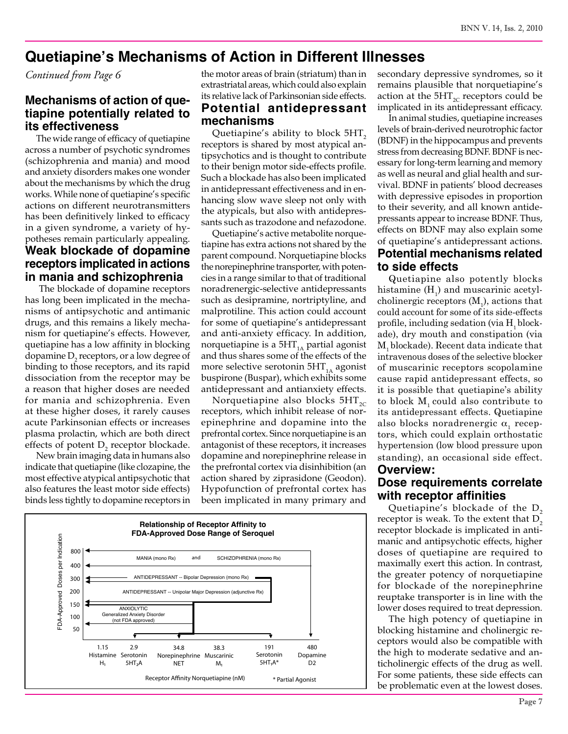# Quetiapine's Mechanisms of Action in Different Illnesses

*Continued from Page 6*

## Mechanisms of action of quetiapine potentially related to its effectiveness

The wide range of efficacy of quetiapine across a number of psychotic syndromes (schizophrenia and mania) and mood and anxiety disorders makes one wonder about the mechanisms by which the drug works. While none of quetiapine's specific actions on different neurotransmitters has been definitively linked to efficacy in a given syndrome, a variety of hypotheses remain particularly appealing.

## Weak blockade of dopamine receptors implicated in actions in mania and schizophrenia

The blockade of dopamine receptors has long been implicated in the mechanisms of antipsychotic and antimanic drugs, and this remains a likely mechanism for quetiapine's effects. However, quetiapine has a low affinity in blocking dopamine $D_2$ receptors, or a low degree of binding to those receptors, and its rapid dissociation from the receptor may be a reason that higher doses are needed for mania and schizophrenia. Even at these higher doses, it rarely causes acute Parkinsonian effects or increases plasma prolactin, which are both direct effects of potent $D_2$ receptor blockade.

New brain imaging data in humans also indicate that quetiapine (like clozapine, the most effective atypical antipsychotic that also features the least motor side effects) binds less tightly to dopamine receptors in the motor areas of brain (striatum) than in extrastriatal areas, which could also explain its relative lack of Parkinsonian side effects.

## Potential antidepressant mechanisms

Quetiapine's ability to block $5HT_2$ receptors is shared by most atypical antipsychotics and is thought to contribute to their benign motor side-effects profile. Such a blockade has also been implicated in antidepressant effectiveness and in enhancing slow wave sleep not only with the atypicals, but also with antidepressants such as trazodone and nefazodone.

Quetiapine's active metabolite norquetiapine has extra actions not shared by the parent compound. Norquetiapine blocks the norepinephrine transporter, with potencies in a range similar to that of traditional noradrenergic-selective antidepressants such as desipramine, nortriptyline, and malprotiline. This action could account for some of quetiapine's antidepressant and anti-anxiety efficacy. In addition, norquetiapine is a $5HT_{1A}$ partial agonist and thus shares some of the effects of the more selective serotonin $5HT_{1A}$ agonist buspirone (Buspar), which exhibits some antidepressant and antianxiety effects.

Norquetiapine also blocks $5HT_{2C}$ receptors, which inhibit release of norepinephrine and dopamine into the prefrontal cortex. Since norquetiapine is an antagonist of these receptors, it increases dopamine and norepinephrine release in the prefrontal cortex via disinhibition (an action shared by ziprasidone (Geodon). Hypofunction of prefrontal cortex has been implicated in many primary and secondary depressive syndromes, so it remains plausible that norquetiapine's action at the $5HT_{2C}$ receptors could be implicated in its antidepressant efficacy.

In animal studies, quetiapine increases levels of brain-derived neurotrophic factor (BDNF) in the hippocampus and prevents stress from decreasing BDNF. BDNF is necessary for long-term learning and memory as well as neural and glial health and survival. BDNF in patients' blood decreases with depressive episodes in proportion to their severity, and all known antidepressants appear to increase BDNF. Thus, effects on BDNF may also explain some of quetiapine's antidepressant actions.

## Potential mechanisms related to side effects

Quetiapine also potently blocks histamine ($H_1$) and muscarinic acetylcholinergic receptors ($M_1$), actions that could account for some of its side-effects profile, including sedation (via $H_1$ blockade), dry mouth and constipation (via $M_1$ blockade). Recent data indicate that intravenous doses of the selective blocker of muscarinic receptors scopolamine cause rapid antidepressant effects, so it is possible that quetiapine's ability to block $M_1$ could also contribute to its antidepressant effects. Quetiapine also blocks noradrenergic $\alpha_1$ receptors, which could explain orthostatic hypertension (low blood pressure upon standing), an occasional side effect.

## Overview: Dose requirements correlate with receptor affinities

Quetiapine's blockade of the $D_2$ receptor is weak. To the extent that $D_2$ receptor blockade is implicated in antimanic and antipsychotic effects, higher doses of quetiapine are required to maximally exert this action. In contrast, the greater potency of norquetiapine for blockade of the norepinephrine reuptake transporter is in line with the lower doses required to treat depression.

The high potency of quetiapine in blocking histamine and cholinergic receptors would also be compatible with the high to moderate sedative and anticholinergic effects of the drug as well. For some patients, these side effects can be problematic even at the lowest doses.

**Relationship of Receptor Affinity to FDA-Approved Dose Range of Seroquel**

| FDA-Approved Doses per Indication (mg) | Indication |
|---|---|
| 800 | MANIA (mono Rx) and SCHIZOPHRENIA (mono Rx) |
| 300 | ANTIDEPRESSANT -- Bipolar Depression (mono Rx) |
| 200 | ANTIDEPRESSANT -- Unipolar Major Depression (adjunctive Rx) |
| 150 | ANXIOLYTIC Generalized Anxiety Disorder (not FDA approved) |

| Receptor | Receptor Affinity Norquetiapine (nM) |
|---|---|
| Histamine $H_1$ | 1.15 |
| Serotonin $5HT_2A$ | 2.9 |
| Norepinephrine NET | 34.8 |
| Muscarinic $M_1$ | 38.3 |
| Serotonin $5HT_1A$* | 191 |
| Dopamine D2 | 480 |

\* Partial Agonist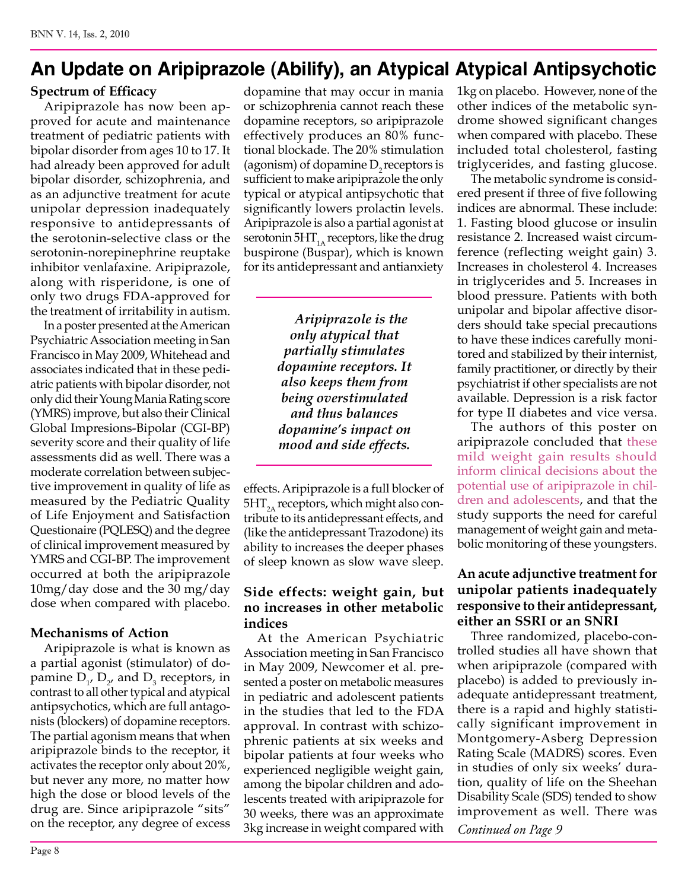# An Update on Aripiprazole (Abilify), an Atypical Atypical Antipsychotic

### Spectrum of Efficacy

Aripiprazole has now been approved for acute and maintenance treatment of pediatric patients with bipolar disorder from ages 10 to 17. It had already been approved for adult bipolar disorder, schizophrenia, and as an adjunctive treatment for acute unipolar depression inadequately responsive to antidepressants of the serotonin-selective class or the serotonin-norepinephrine reuptake inhibitor venlafaxine. Aripiprazole, along with risperidone, is one of only two drugs FDA-approved for the treatment of irritability in autism.

In a poster presented at the American Psychiatric Association meeting in San Francisco in May 2009, Whitehead and associates indicated that in these pediatric patients with bipolar disorder, not only did their Young Mania Rating score (YMRS) improve, but also their Clinical Global Impresions-Bipolar (CGI-BP) severity score and their quality of life assessments did as well. There was a moderate correlation between subjective improvement in quality of life as measured by the Pediatric Quality of Life Enjoyment and Satisfaction Questionaire (PQLESQ) and the degree of clinical improvement measured by YMRS and CGI-BP. The improvement occurred at both the aripiprazole 10mg/day dose and the 30 mg/day dose when compared with placebo.

### Mechanisms of Action

Aripiprazole is what is known as a partial agonist (stimulator) of dopamine $D_1$, $D_2$, and $D_3$ receptors, in contrast to all other typical and atypical antipsychotics, which are full antagonists (blockers) of dopamine receptors. The partial agonism means that when aripiprazole binds to the receptor, it activates the receptor only about 20%, but never any more, no matter how high the dose or blood levels of the drug are. Since aripiprazole "sits" on the receptor, any degree of excess dopamine that may occur in mania or schizophrenia cannot reach these dopamine receptors, so aripiprazole effectively produces an 80% functional blockade. The 20% stimulation (agonism) of dopamine $D_2$ receptors is sufficient to make aripiprazole the only typical or atypical antipsychotic that significantly lowers prolactin levels. Aripiprazole is also a partial agonist at serotonin $5HT_{1A}$ receptors, like the drug buspirone (Buspar), which is known for its antidepressant and antianxiety effects. Aripiprazole is a full blocker of $5HT_{2A}$ receptors, which might also contribute to its antidepressant effects, and (like the antidepressant Trazodone) its ability to increases the deeper phases of sleep known as slow wave sleep.

> *Aripiprazole is the only atypical that partially stimulates dopamine receptors. It also keeps them from being overstimulated and thus balances dopamine's impact on mood and side effects.*

### Side effects: weight gain, but no increases in other metabolic indices

At the American Psychiatric Association meeting in San Francisco in May 2009, Newcomer et al. presented a poster on metabolic measures in pediatric and adolescent patients in the studies that led to the FDA approval. In contrast with schizophrenic patients at six weeks and bipolar patients at four weeks who experienced negligible weight gain, among the bipolar children and adolescents treated with aripiprazole for 30 weeks, there was an approximate 3kg increase in weight compared with 1kg on placebo. However, none of the other indices of the metabolic syndrome showed significant changes when compared with placebo. These included total cholesterol, fasting triglycerides, and fasting glucose.

The metabolic syndrome is considered present if three of five following indices are abnormal. These include: 1. Fasting blood glucose or insulin resistance 2. Increased waist circumference (reflecting weight gain) 3. Increases in cholesterol 4. Increases in triglycerides and 5. Increases in blood pressure. Patients with both unipolar and bipolar affective disorders should take special precautions to have these indices carefully monitored and stabilized by their internist, family practitioner, or directly by their psychiatrist if other specialists are not available. Depression is a risk factor for type II diabetes and vice versa.

The authors of this poster on aripiprazole concluded that these mild weight gain results should inform clinical decisions about the potential use of aripiprazole in children and adolescents, and that the study supports the need for careful management of weight gain and metabolic monitoring of these youngsters.

### An acute adjunctive treatment for unipolar patients inadequately responsive to their antidepressant, either an SSRI or an SNRI

Three randomized, placebo-controlled studies all have shown that when aripiprazole (compared with placebo) is added to previously inadequate antidepressant treatment, there is a rapid and highly statistically significant improvement in Montgomery-Asberg Depression Rating Scale (MADRS) scores. Even in studies of only six weeks' duration, quality of life on the Sheehan Disability Scale (SDS) tended to show improvement as well. There was

*Continued on Page 9*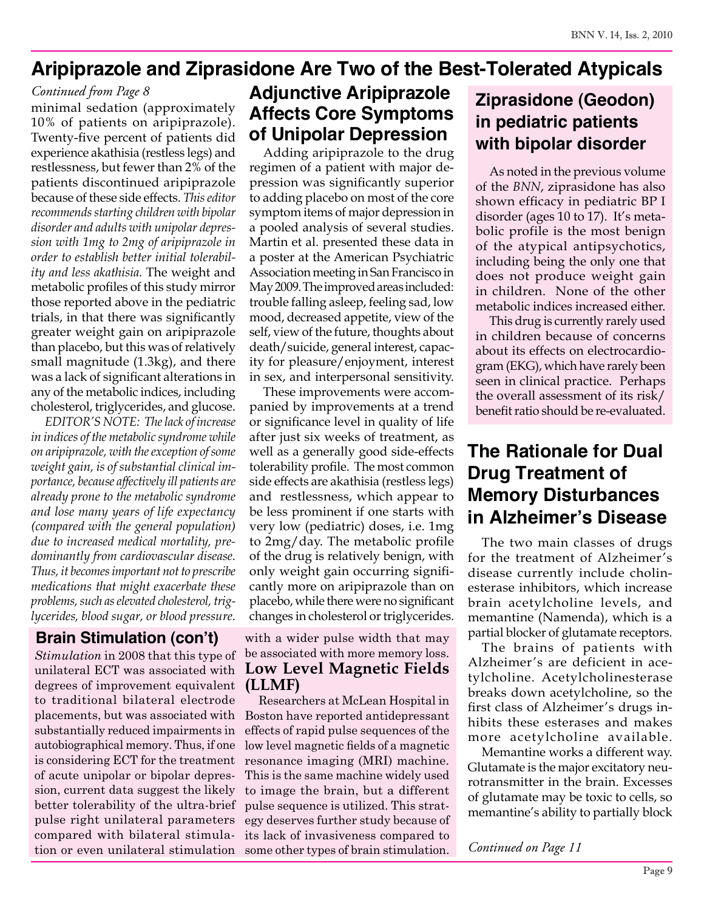# Aripiprazole and Ziprasidone Are Two of the Best-Tolerated Atypicals

*Continued from Page 8*

minimal sedation (approximately 10% of patients on aripiprazole). Twenty-five percent of patients did experience akathisia (restless legs) and restlessness, but fewer than 2% of the patients discontinued aripiprazole because of these side effects. *This editor recommends starting children with bipolar disorder and adults with unipolar depression with 1mg to 2mg of aripiprazole in order to establish better initial tolerability and less akathisia.* The weight and metabolic profiles of this study mirror those reported above in the pediatric trials, in that there was significantly greater weight gain on aripiprazole than placebo, but this was of relatively small magnitude (1.3kg), and there was a lack of significant alterations in any of the metabolic indices, including cholesterol, triglycerides, and glucose.

*EDITOR'S NOTE: The lack of increase in indices of the metabolic syndrome while on aripiprazole, with the exception of some weight gain, is of substantial clinical importance, because affectively ill patients are already prone to the metabolic syndrome and lose many years of life expectancy (compared with the general population) due to increased medical mortality, predominantly from cardiovascular disease. Thus, it becomes important not to prescribe medications that might exacerbate these problems, such as elevated cholesterol, triglycerides, blood sugar, or blood pressure.*

## Adjunctive Aripiprazole Affects Core Symptoms of Unipolar Depression

Adding aripiprazole to the drug regimen of a patient with major depression was significantly superior to adding placebo on most of the core symptom items of major depression in a pooled analysis of several studies. Martin et al. presented these data in a poster at the American Psychiatric Association meeting in San Francisco in May 2009. The improved areas included: trouble falling asleep, feeling sad, low mood, decreased appetite, view of the self, view of the future, thoughts about death/suicide, general interest, capacity for pleasure/enjoyment, interest in sex, and interpersonal sensitivity.

These improvements were accompanied by improvements at a trend or significance level in quality of life after just six weeks of treatment, as well as a generally good side-effects tolerability profile. The most common side effects are akathisia (restless legs) and restlessness, which appear to be less prominent if one starts with very low (pediatric) doses, i.e. 1mg to 2mg/day. The metabolic profile of the drug is relatively benign, with only weight gain occurring significantly more on aripiprazole than on placebo, while there were no significant changes in cholesterol or triglycerides.

## Ziprasidone (Geodon) in pediatric patients with bipolar disorder

As noted in the previous volume of the *BNN*, ziprasidone has also shown efficacy in pediatric BP I disorder (ages 10 to 17). It's metabolic profile is the most benign of the atypical antipsychotics, including being the only one that does not produce weight gain in children. None of the other metabolic indices increased either.

This drug is currently rarely used in children because of concerns about its effects on electrocardiogram (EKG), which have rarely been seen in clinical practice. Perhaps the overall assessment of its risk/benefit ratio should be re-evaluated.

## Brain Stimulation (con't)

*Stimulation* in 2008 that this type of unilateral ECT was associated with degrees of improvement equivalent to traditional bilateral electrode placements, but was associated with substantially reduced impairments in autobiographical memory. Thus, if one is considering ECT for the treatment of acute unipolar or bipolar depression, current data suggest the likely better tolerability of the ultra-brief pulse right unilateral parameters compared with bilateral stimulation or even unilateral stimulation with a wider pulse width that may be associated with more memory loss.

### Low Level Magnetic Fields (LLMF)

Researchers at McLean Hospital in Boston have reported antidepressant effects of rapid pulse sequences of the low level magnetic fields of a magnetic resonance imaging (MRI) machine. This is the same machine widely used to image the brain, but a different pulse sequence is utilized. This strategy deserves further study because of its lack of invasiveness compared to some other types of brain stimulation.

## The Rationale for Dual Drug Treatment of Memory Disturbances in Alzheimer's Disease

The two main classes of drugs for the treatment of Alzheimer's disease currently include cholinesterase inhibitors, which increase brain acetylcholine levels, and memantine (Namenda), which is a partial blocker of glutamate receptors.

The brains of patients with Alzheimer's are deficient in acetylcholine. Acetylcholinesterase breaks down acetylcholine, so the first class of Alzheimer's drugs inhibits these esterases and makes more acetylcholine available.

Memantine works a different way. Glutamate is the major excitatory neurotransmitter in the brain. Excesses of glutamate may be toxic to cells, so memantine's ability to partially block

*Continued on Page 11*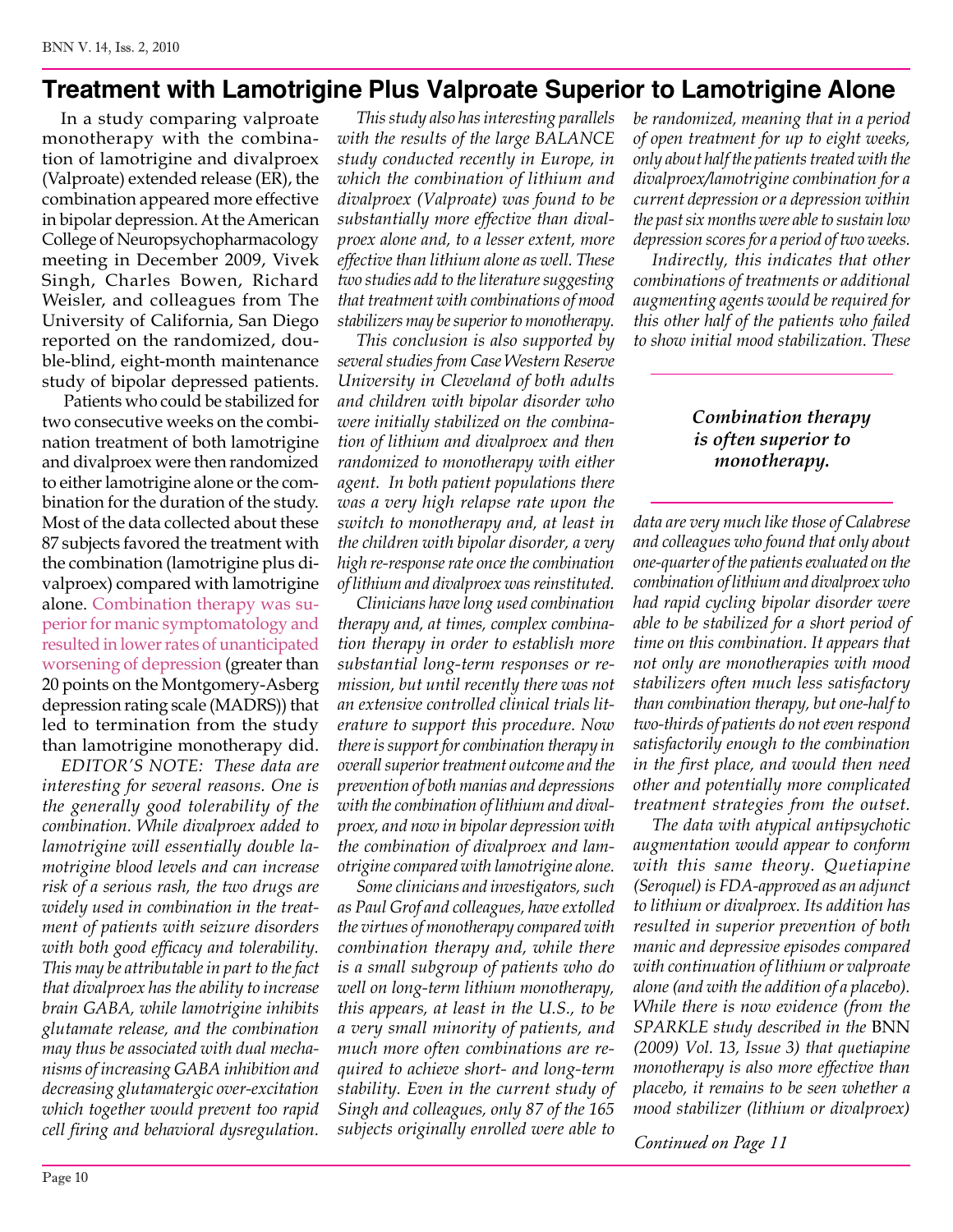# Treatment with Lamotrigine Plus Valproate Superior to Lamotrigine Alone

In a study comparing valproate monotherapy with the combination of lamotrigine and divalproex (Valproate) extended release (ER), the combination appeared more effective in bipolar depression. At the American College of Neuropsychopharmacology meeting in December 2009, Vivek Singh, Charles Bowen, Richard Weisler, and colleagues from The University of California, San Diego reported on the randomized, double-blind, eight-month maintenance study of bipolar depressed patients.

Patients who could be stabilized for two consecutive weeks on the combination treatment of both lamotrigine and divalproex were then randomized to either lamotrigine alone or the combination for the duration of the study. Most of the data collected about these 87 subjects favored the treatment with the combination (lamotrigine plus divalproex) compared with lamotrigine alone. Combination therapy was superior for manic symptomatology and resulted in lower rates of unanticipated worsening of depression (greater than 20 points on the Montgomery-Asberg depression rating scale (MADRS)) that led to termination from the study than lamotrigine monotherapy did.

*EDITOR'S NOTE: These data are interesting for several reasons. One is the generally good tolerability of the combination. While divalproex added to lamotrigine will essentially double lamotrigine blood levels and can increase risk of a serious rash, the two drugs are widely used in combination in the treatment of patients with seizure disorders with both good efficacy and tolerability. This may be attributable in part to the fact that divalproex has the ability to increase brain GABA, while lamotrigine inhibits glutamate release, and the combination may thus be associated with dual mechanisms of increasing GABA inhibition and decreasing glutamatergic over-excitation which together would prevent too rapid cell firing and behavioral dysregulation.*

*This study also has interesting parallels with the results of the large BALANCE study conducted recently in Europe, in which the combination of lithium and divalproex (Valproate) was found to be substantially more effective than divalproex alone and, to a lesser extent, more effective than lithium alone as well. These two studies add to the literature suggesting that treatment with combinations of mood stabilizers may be superior to monotherapy.*

*This conclusion is also supported by several studies from Case Western Reserve University in Cleveland of both adults and children with bipolar disorder who were initially stabilized on the combination of lithium and divalproex and then randomized to monotherapy with either agent. In both patient populations there was a very high relapse rate upon the switch to monotherapy and, at least in the children with bipolar disorder, a very high re-response rate once the combination of lithium and divalproex was reinstituted.*

*Clinicians have long used combination therapy and, at times, complex combination therapy in order to establish more substantial long-term responses or remission, but until recently there was not an extensive controlled clinical trials literature to support this procedure. Now there is support for combination therapy in overall superior treatment outcome and the prevention of both manias and depressions with the combination of lithium and divalproex, and now in bipolar depression with the combination of divalproex and lamotrigine compared with lamotrigine alone.*

*Some clinicians and investigators, such as Paul Grof and colleagues, have extolled the virtues of monotherapy compared with combination therapy and, while there is a small subgroup of patients who do well on long-term lithium monotherapy, this appears, at least in the U.S., to be a very small minority of patients, and much more often combinations are required to achieve short- and long-term stability. Even in the current study of Singh and colleagues, only 87 of the 165 subjects originally enrolled were able to be randomized, meaning that in a period of open treatment for up to eight weeks, only about half the patients treated with the divalproex/lamotrigine combination for a current depression or a depression within the past six months were able to sustain low depression scores for a period of two weeks.*

*Indirectly, this indicates that other combinations of treatments or additional augmenting agents would be required for this other half of the patients who failed to show initial mood stabilization. These data are very much like those of Calabrese and colleagues who found that only about one-quarter of the patients evaluated on the combination of lithium and divalproex who had rapid cycling bipolar disorder were able to be stabilized for a short period of time on this combination. It appears that not only are monotherapies with mood stabilizers often much less satisfactory than combination therapy, but one-half to two-thirds of patients do not even respond satisfactorily enough to the combination in the first place, and would then need other and potentially more complicated treatment strategies from the outset.*

> ***Combination therapy is often superior to monotherapy.***

*The data with atypical antipsychotic augmentation would appear to conform with this same theory. Quetiapine (Seroquel) is FDA-approved as an adjunct to lithium or divalproex. Its addition has resulted in superior prevention of both manic and depressive episodes compared with continuation of lithium or valproate alone (and with the addition of a placebo). While there is now evidence (from the SPARKLE study described in the* BNN *(2009) Vol. 13, Issue 3) that quetiapine monotherapy is also more effective than placebo, it remains to be seen whether a mood stabilizer (lithium or divalproex)*

*Continued on Page 11*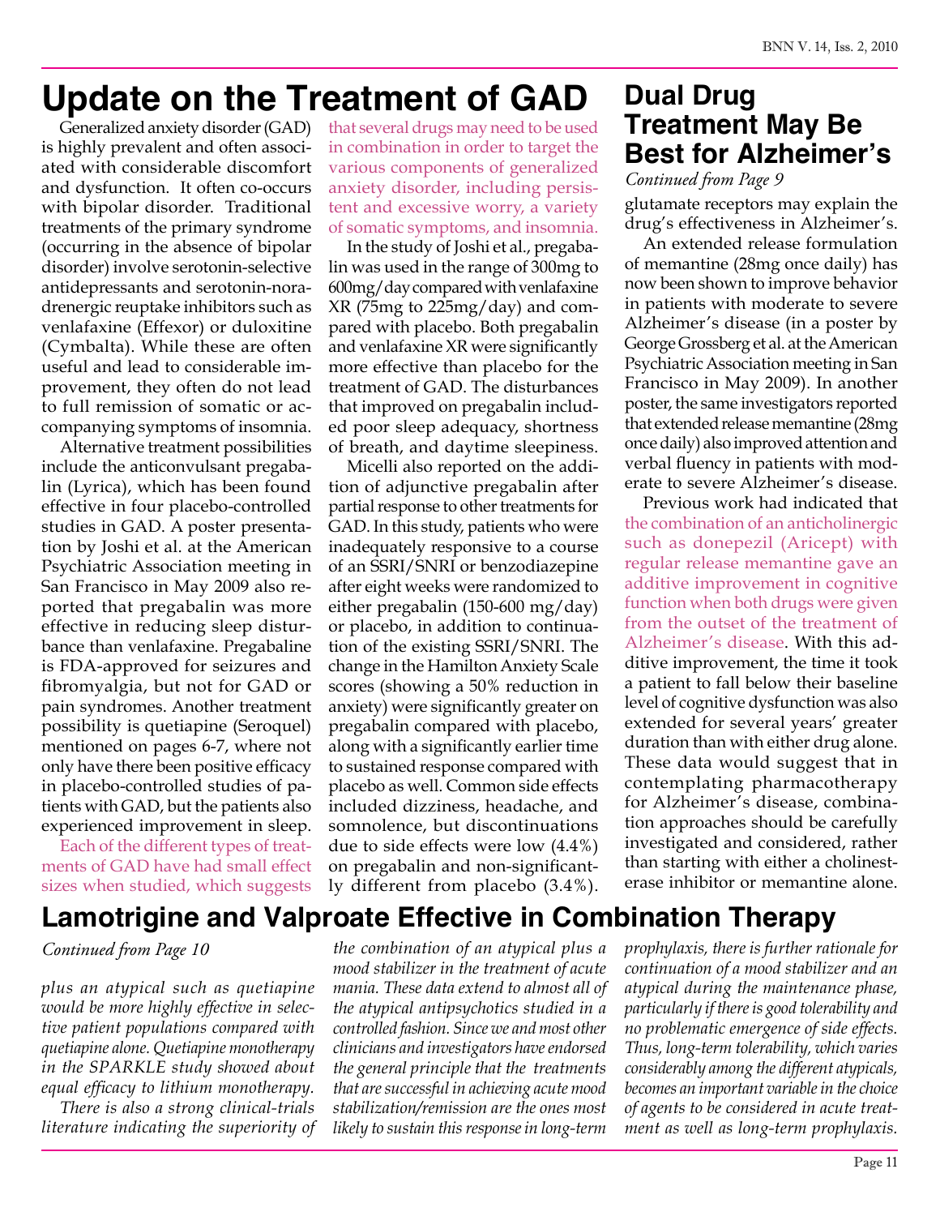# Update on the Treatment of GAD

Generalized anxiety disorder (GAD) is highly prevalent and often associated with considerable discomfort and dysfunction. It often co-occurs with bipolar disorder. Traditional treatments of the primary syndrome (occurring in the absence of bipolar disorder) involve serotonin-selective antidepressants and serotonin-noradrenergic reuptake inhibitors such as venlafaxine (Effexor) or duloxitine (Cymbalta). While these are often useful and lead to considerable improvement, they often do not lead to full remission of somatic or accompanying symptoms of insomnia.

Alternative treatment possibilities include the anticonvulsant pregabalin (Lyrica), which has been found effective in four placebo-controlled studies in GAD. A poster presentation by Joshi et al. at the American Psychiatric Association meeting in San Francisco in May 2009 also reported that pregabalin was more effective in reducing sleep disturbance than venlafaxine. Pregabaline is FDA-approved for seizures and fibromyalgia, but not for GAD or pain syndromes. Another treatment possibility is quetiapine (Seroquel) mentioned on pages 6-7, where not only have there been positive efficacy in placebo-controlled studies of patients with GAD, but the patients also experienced improvement in sleep.

Each of the different types of treatments of GAD have had small effect sizes when studied, which suggests that several drugs may need to be used in combination in order to target the various components of generalized anxiety disorder, including persistent and excessive worry, a variety of somatic symptoms, and insomnia.

In the study of Joshi et al., pregabalin was used in the range of 300mg to 600mg/day compared with venlafaxine XR (75mg to 225mg/day) and compared with placebo. Both pregabalin and venlafaxine XR were significantly more effective than placebo for the treatment of GAD. The disturbances that improved on pregabalin included poor sleep adequacy, shortness of breath, and daytime sleepiness.

Micelli also reported on the addition of adjunctive pregabalin after partial response to other treatments for GAD. In this study, patients who were inadequately responsive to a course of an SSRI/SNRI or benzodiazepine after eight weeks were randomized to either pregabalin (150-600 mg/day) or placebo, in addition to continuation of the existing SSRI/SNRI. The change in the Hamilton Anxiety Scale scores (showing a 50% reduction in anxiety) were significantly greater on pregabalin compared with placebo, along with a significantly earlier time to sustained response compared with placebo as well. Common side effects included dizziness, headache, and somnolence, but discontinuations due to side effects were low (4.4%) on pregabalin and non-significantly different from placebo (3.4%).

# Dual Drug Treatment May Be Best for Alzheimer's

*Continued from Page 9*

glutamate receptors may explain the drug's effectiveness in Alzheimer's.

An extended release formulation of memantine (28mg once daily) has now been shown to improve behavior in patients with moderate to severe Alzheimer's disease (in a poster by George Grossberg et al. at the American Psychiatric Association meeting in San Francisco in May 2009). In another poster, the same investigators reported that extended release memantine (28mg once daily) also improved attention and verbal fluency in patients with moderate to severe Alzheimer's disease.

Previous work had indicated that the combination of an anticholinergic such as donepezil (Aricept) with regular release memantine gave an additive improvement in cognitive function when both drugs were given from the outset of the treatment of Alzheimer's disease. With this additive improvement, the time it took a patient to fall below their baseline level of cognitive dysfunction was also extended for several years' greater duration than with either drug alone. These data would suggest that in contemplating pharmacotherapy for Alzheimer's disease, combination approaches should be carefully investigated and considered, rather than starting with either a cholinesterase inhibitor or memantine alone.

# Lamotrigine and Valproate Effective in Combination Therapy

*Continued from Page 10*

*plus an atypical such as quetiapine would be more highly effective in selective patient populations compared with quetiapine alone. Quetiapine monotherapy in the SPARKLE study showed about equal efficacy to lithium monotherapy.*

*There is also a strong clinical-trials literature indicating the superiority of the combination of an atypical plus a mood stabilizer in the treatment of acute mania. These data extend to almost all of the atypical antipsychotics studied in a controlled fashion. Since we and most other clinicians and investigators have endorsed the general principle that the treatments that are successful in achieving acute mood stabilization/remission are the ones most likely to sustain this response in long-term prophylaxis, there is further rationale for continuation of a mood stabilizer and an atypical during the maintenance phase, particularly if there is good tolerability and no problematic emergence of side effects. Thus, long-term tolerability, which varies considerably among the different atypicals, becomes an important variable in the choice of agents to be considered in acute treatment as well as long-term prophylaxis.*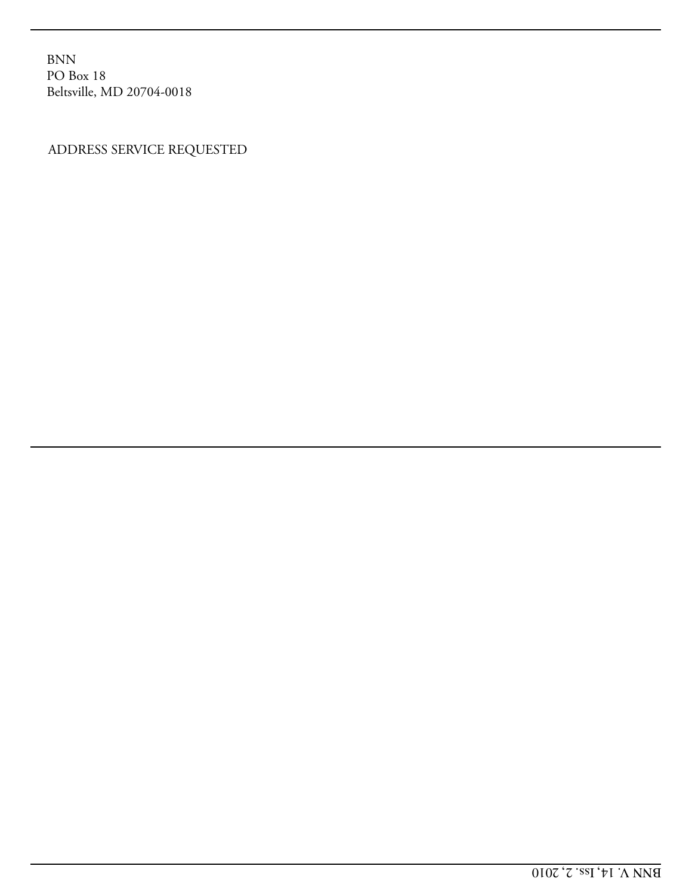BNN
PO Box 18
Beltsville, MD 20704-0018

ADDRESS SERVICE REQUESTED